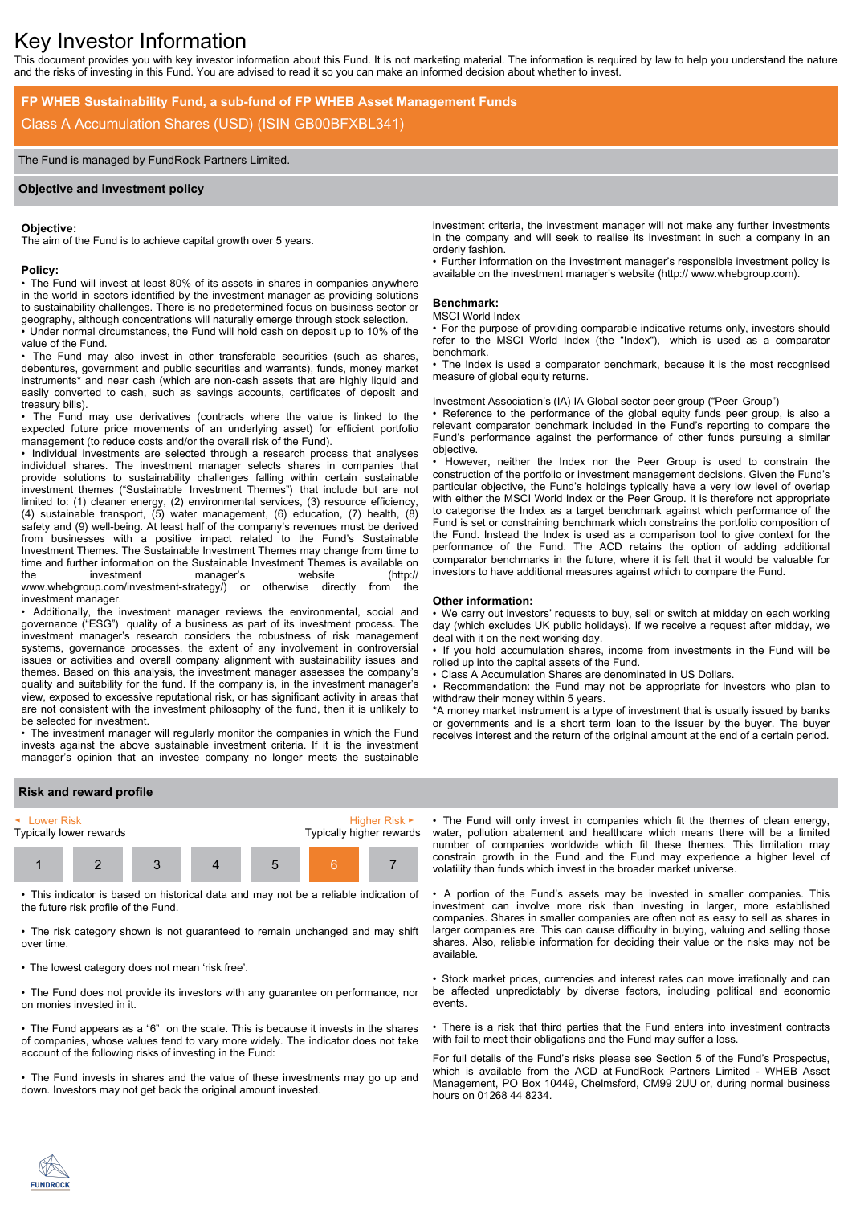# Key Investor Information

This document provides you with key investor information about this Fund. It is not marketing material. The information is required by law to help you understand the nature and the risks of investing in this Fund. You are advised to read it so you can make an informed decision about whether to invest.

## FP WHEB Sustainability Fund, a sub-fund of FP WHEB Asset Management Funds

Class A Accumulation Shares (USD) (ISIN GB00BFXBL341)

The Fund is managed by FundRock Partners Limited.

## Objective and investment policy

**Objective:**

The aim of the Fund is to achieve capital growth over 5 years.

**Policy:**

- The Fund will invest at least 80% of its assets in shares in companies anywhere in the world in sectors identified by the investment manager as providing solutions to sustainability challenges. There is no predetermined focus on business sector or geography, although concentrations will naturally emerge through stock selection.
- Under normal circumstances, the Fund will hold cash on deposit up to 10% of the value of the Fund.
- The Fund may also invest in other transferable securities (such as shares, debentures, government and public securities and warrants), funds, money market instruments* and near cash (which are non-cash assets that are highly liquid and easily converted to cash, such as savings accounts, certificates of deposit and treasury bills).
- The Fund may use derivatives (contracts where the value is linked to the expected future price movements of an underlying asset) for efficient portfolio management (to reduce costs and/or the overall risk of the Fund).
- Individual investments are selected through a research process that analyses individual shares. The investment manager selects shares in companies that provide solutions to sustainability challenges falling within certain sustainable investment themes ("Sustainable Investment Themes") that include but are not limited to: (1) cleaner energy, (2) environmental services, (3) resource efficiency, (4) sustainable transport, (5) water management, (6) education, (7) health, (8) safety and (9) well-being. At least half of the company's revenues must be derived from businesses with a positive impact related to the Fund's Sustainable Investment Themes. The Sustainable Investment Themes may change from time to time and further information on the Sustainable Investment Themes is available on the investment manager's website (http://www.whebgroup.com/investment-strategy/) or otherwise directly from the investment manager.
- Additionally, the investment manager reviews the environmental, social and governance ("ESG") quality of a business as part of its investment process. The investment manager's research considers the robustness of risk management systems, governance processes, the extent of any involvement in controversial issues or activities and overall company alignment with sustainability issues and themes. Based on this analysis, the investment manager assesses the company's quality and suitability for the fund. If the company is, in the investment manager's view, exposed to excessive reputational risk, or has significant activity in areas that are not consistent with the investment philosophy of the fund, then it is unlikely to be selected for investment.
- The investment manager will regularly monitor the companies in which the Fund invests against the above sustainable investment criteria. If it is the investment manager's opinion that an investee company no longer meets the sustainable investment criteria, the investment manager will not make any further investments in the company and will seek to realise its investment in such a company in an orderly fashion.
- Further information on the investment manager's responsible investment policy is available on the investment manager's website (http:// www.whebgroup.com).

**Benchmark:**

MSCI World Index

- For the purpose of providing comparable indicative returns only, investors should refer to the MSCI World Index (the "Index"), which is used as a comparator benchmark.
- The Index is used a comparator benchmark, because it is the most recognised measure of global equity returns.

Investment Association's (IA) IA Global sector peer group ("Peer Group")

- Reference to the performance of the global equity funds peer group, is also a relevant comparator benchmark included in the Fund's reporting to compare the Fund's performance against the performance of other funds pursuing a similar objective.
- However, neither the Index nor the Peer Group is used to constrain the construction of the portfolio or investment management decisions. Given the Fund's particular objective, the Fund's holdings typically have a very low level of overlap with either the MSCI World Index or the Peer Group. It is therefore not appropriate to categorise the Index as a target benchmark against which performance of the Fund is set or constraining benchmark which constrains the portfolio composition of the Fund. Instead the Index is used as a comparison tool to give context for the performance of the Fund. The ACD retains the option of adding additional comparator benchmarks in the future, where it is felt that it would be valuable for investors to have additional measures against which to compare the Fund.

**Other information:**

- We carry out investors' requests to buy, sell or switch at midday on each working day (which excludes UK public holidays). If we receive a request after midday, we deal with it on the next working day.
- If you hold accumulation shares, income from investments in the Fund will be rolled up into the capital assets of the Fund.
- Class A Accumulation Shares are denominated in US Dollars.
- Recommendation: the Fund may not be appropriate for investors who plan to withdraw their money within 5 years.

*A money market instrument is a type of investment that is usually issued by banks or governments and is a short term loan to the issuer by the buyer. The buyer receives interest and the return of the original amount at the end of a certain period.

## Risk and reward profile

| ◄ Lower Risk<br>Typically lower rewards | | | | | | Higher Risk ►<br>Typically higher rewards |
|---|---|---|---|---|---|---|
| 1 | 2 | 3 | 4 | 5 | **6** | 7 |

- This indicator is based on historical data and may not be a reliable indication of the future risk profile of the Fund.
- The risk category shown is not guaranteed to remain unchanged and may shift over time.
- The lowest category does not mean 'risk free'.
- The Fund does not provide its investors with any guarantee on performance, nor on monies invested in it.
- The Fund appears as a "6" on the scale. This is because it invests in the shares of companies, whose values tend to vary more widely. The indicator does not take account of the following risks of investing in the Fund:
- The Fund invests in shares and the value of these investments may go up and down. Investors may not get back the original amount invested.
- The Fund will only invest in companies which fit the themes of clean energy, water, pollution abatement and healthcare which means there will be a limited number of companies worldwide which fit these themes. This limitation may constrain growth in the Fund and the Fund may experience a higher level of volatility than funds which invest in the broader market universe.
- A portion of the Fund's assets may be invested in smaller companies. This investment can involve more risk than investing in larger, more established companies. Shares in smaller companies are often not as easy to sell as shares in larger companies are. This can cause difficulty in buying, valuing and selling those shares. Also, reliable information for deciding their value or the risks may not be available.
- Stock market prices, currencies and interest rates can move irrationally and can be affected unpredictably by diverse factors, including political and economic events.
- There is a risk that third parties that the Fund enters into investment contracts with fail to meet their obligations and the Fund may suffer a loss.

For full details of the Fund's risks please see Section 5 of the Fund's Prospectus, which is available from the ACD at FundRock Partners Limited - WHEB Asset Management, PO Box 10449, Chelmsford, CM99 2UU or, during normal business hours on 01268 44 8234.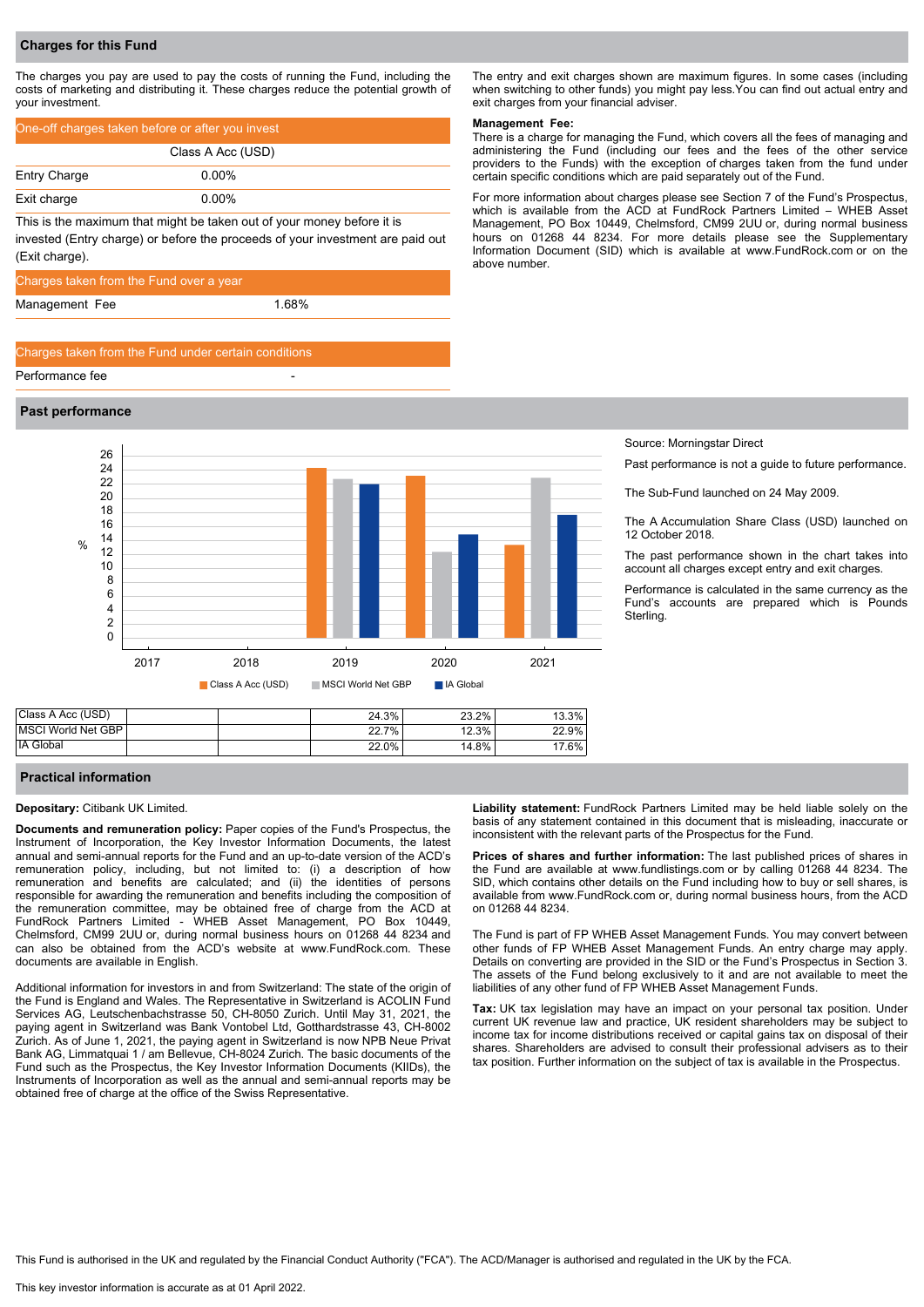## Charges for this Fund

The charges you pay are used to pay the costs of running the Fund, including the costs of marketing and distributing it. These charges reduce the potential growth of your investment.

| One-off charges taken before or after you invest | |
|---|---|
| | Class A Acc (USD) |
| Entry Charge | 0.00% |
| Exit charge | 0.00% |

This is the maximum that might be taken out of your money before it is invested (Entry charge) or before the proceeds of your investment are paid out (Exit charge).

| Charges taken from the Fund over a year | |
|---|---|
| Management Fee | 1.68% |

| Charges taken from the Fund under certain conditions | |
|---|---|
| Performance fee | - |

The entry and exit charges shown are maximum figures. In some cases (including when switching to other funds) you might pay less.You can find out actual entry and exit charges from your financial adviser.

**Management Fee:**
There is a charge for managing the Fund, which covers all the fees of managing and administering the Fund (including our fees and the fees of the other service providers to the Funds) with the exception of charges taken from the fund under certain specific conditions which are paid separately out of the Fund.

For more information about charges please see Section 7 of the Fund's Prospectus, which is available from the ACD at FundRock Partners Limited – WHEB Asset Management, PO Box 10449, Chelmsford, CM99 2UU or, during normal business hours on 01268 44 8234. For more details please see the Supplementary Information Document (SID) which is available at www.FundRock.com or on the above number.

## Past performance

%
26
24
22
20
18
16
14
12
10
8
6
4
2
0

2017 2018 2019 2020 2021

Class A Acc (USD) MSCI World Net GBP IA Global

| | 2017 | 2018 | 2019 | 2020 | 2021 |
|---|---|---|---|---|---|
| Class A Acc (USD) | | | 24.3% | 23.2% | 13.3% |
| MSCI World Net GBP | | | 22.7% | 12.3% | 22.9% |
| IA Global | | | 22.0% | 14.8% | 17.6% |

Source: Morningstar Direct

Past performance is not a guide to future performance.

The Sub-Fund launched on 24 May 2009.

The A Accumulation Share Class (USD) launched on 12 October 2018.

The past performance shown in the chart takes into account all charges except entry and exit charges.

Performance is calculated in the same currency as the Fund's accounts are prepared which is Pounds Sterling.

## Practical information

**Depositary:** Citibank UK Limited.

**Documents and remuneration policy:** Paper copies of the Fund's Prospectus, the Instrument of Incorporation, the Key Investor Information Documents, the latest annual and semi-annual reports for the Fund and an up-to-date version of the ACD's remuneration policy, including, but not limited to: (i) a description of how remuneration and benefits are calculated; and (ii) the identities of persons responsible for awarding the remuneration and benefits including the composition of the remuneration committee, may be obtained free of charge from the ACD at FundRock Partners Limited - WHEB Asset Management, PO Box 10449, Chelmsford, CM99 2UU or, during normal business hours on 01268 44 8234 and can also be obtained from the ACD's website at www.FundRock.com. These documents are available in English.

Additional information for investors in and from Switzerland: The state of the origin of the Fund is England and Wales. The Representative in Switzerland is ACOLIN Fund Services AG, Leutschenbachstrasse 50, CH-8050 Zurich. Until May 31, 2021, the paying agent in Switzerland was Bank Vontobel Ltd, Gotthardstrasse 43, CH-8002 Zurich. As of June 1, 2021, the paying agent in Switzerland is now NPB Neue Privat Bank AG, Limmatquai 1 / am Bellevue, CH-8024 Zurich. The basic documents of the Fund such as the Prospectus, the Key Investor Information Documents (KIIDs), the Instruments of Incorporation as well as the annual and semi-annual reports may be obtained free of charge at the office of the Swiss Representative.

**Liability statement:** FundRock Partners Limited may be held liable solely on the basis of any statement contained in this document that is misleading, inaccurate or inconsistent with the relevant parts of the Prospectus for the Fund.

**Prices of shares and further information:** The last published prices of shares in the Fund are available at www.fundlistings.com or by calling 01268 44 8234. The SID, which contains other details on the Fund including how to buy or sell shares, is available from www.FundRock.com or, during normal business hours, from the ACD on 01268 44 8234.

The Fund is part of FP WHEB Asset Management Funds. You may convert between other funds of FP WHEB Asset Management Funds. An entry charge may apply. Details on converting are provided in the SID or the Fund's Prospectus in Section 3. The assets of the Fund belong exclusively to it and are not available to meet the liabilities of any other fund of FP WHEB Asset Management Funds.

**Tax:** UK tax legislation may have an impact on your personal tax position. Under current UK revenue law and practice, UK resident shareholders may be subject to income tax for income distributions received or capital gains tax on disposal of their shares. Shareholders are advised to consult their professional advisers as to their tax position. Further information on the subject of tax is available in the Prospectus.

This Fund is authorised in the UK and regulated by the Financial Conduct Authority ("FCA"). The ACD/Manager is authorised and regulated in the UK by the FCA.

This key investor information is accurate as at 01 April 2022.